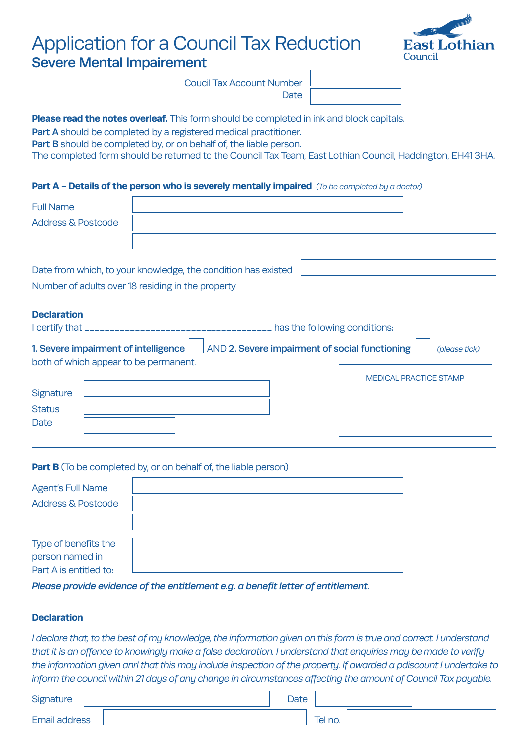# Application for a Council Tax Reduction

## Severe Mental Impairement

East Lothian Council

Coucil Tax Account Number

Date

**Please read the notes overleaf.** This form should be completed in ink and block capitals.

**Part A** should be completed by a registered medical practitioner.
**Part B** should be completed by, or on behalf of, the liable person.
The completed form should be returned to the Council Tax Team, East Lothian Council, Haddington, EH41 3HA.

### Part A – Details of the person who is severely mentally impaired *(To be completed by a doctor)*

Full Name

Address & Postcode

Date from which, to your knowledge, the condition has existed

Number of adults over 18 residing in the property

**Declaration**

I certify that ___________________________________ has the following conditions:

**1. Severe impairment of intelligence** ☐ AND **2. Severe impairment of social functioning** ☐ *(please tick)*
both of which appear to be permanent.

Signature

Status

Date

MEDICAL PRACTICE STAMP

### Part B (To be completed by, or on behalf of, the liable person)

Agent's Full Name

Address & Postcode

Type of benefits the person named in Part A is entitled to:

***Please provide evidence of the entitlement e.g. a benefit letter of entitlement.***

**Declaration**

*I declare that, to the best of my knowledge, the information given on this form is true and correct. I understand that it is an offence to knowingly make a false declaration. I understand that enquiries may be made to verify the information given anrl that this may include inspection of the property. If awarded a pdiscount I undertake to inform the council within 21 days of any change in circumstances affecting the amount of Council Tax payable.*

Signature

Date

Email address

Tel no.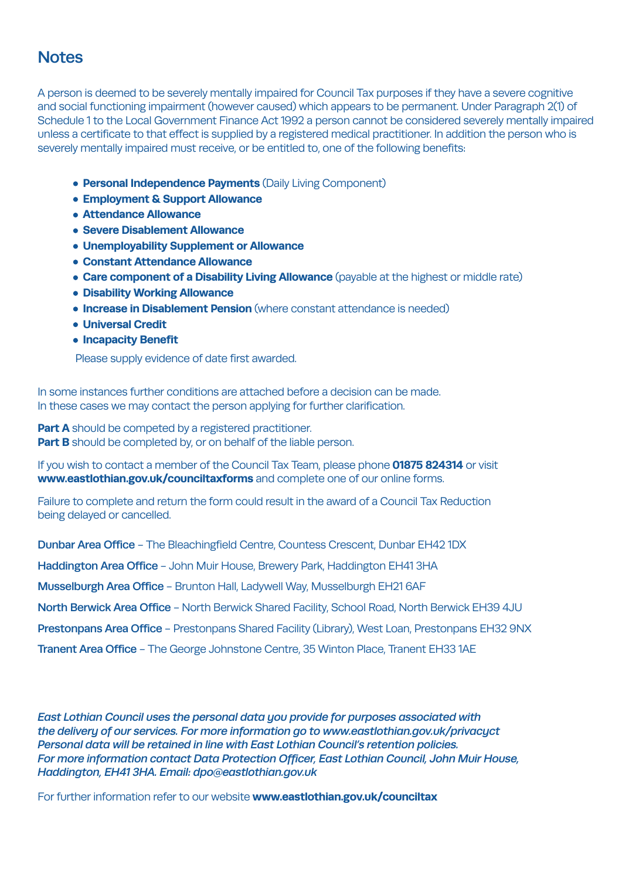## Notes

A person is deemed to be severely mentally impaired for Council Tax purposes if they have a severe cognitive and social functioning impairment (however caused) which appears to be permanent. Under Paragraph 2(1) of Schedule 1 to the Local Government Finance Act 1992 a person cannot be considered severely mentally impaired unless a certificate to that effect is supplied by a registered medical practitioner. In addition the person who is severely mentally impaired must receive, or be entitled to, one of the following benefits:

- **Personal Independence Payments** (Daily Living Component)
- **Employment & Support Allowance**
- **Attendance Allowance**
- **Severe Disablement Allowance**
- **Unemployability Supplement or Allowance**
- **Constant Attendance Allowance**
- **Care component of a Disability Living Allowance** (payable at the highest or middle rate)
- **Disability Working Allowance**
- **Increase in Disablement Pension** (where constant attendance is needed)
- **Universal Credit**
- **Incapacity Benefit**

Please supply evidence of date first awarded.

In some instances further conditions are attached before a decision can be made.
In these cases we may contact the person applying for further clarification.

**Part A** should be competed by a registered practitioner.
**Part B** should be completed by, or on behalf of the liable person.

If you wish to contact a member of the Council Tax Team, please phone **01875 824314** or visit **www.eastlothian.gov.uk/counciltaxforms** and complete one of our online forms.

Failure to complete and return the form could result in the award of a Council Tax Reduction being delayed or cancelled.

**Dunbar Area Office** – The Bleachingfield Centre, Countess Crescent, Dunbar EH42 1DX

**Haddington Area Office** – John Muir House, Brewery Park, Haddington EH41 3HA

**Musselburgh Area Office** – Brunton Hall, Ladywell Way, Musselburgh EH21 6AF

**North Berwick Area Office** – North Berwick Shared Facility, School Road, North Berwick EH39 4JU

**Prestonpans Area Office** – Prestonpans Shared Facility (Library), West Loan, Prestonpans EH32 9NX

**Tranent Area Office** – The George Johnstone Centre, 35 Winton Place, Tranent EH33 1AE

***East Lothian Council uses the personal data you provide for purposes associated with the delivery of our services. For more information go to www.eastlothian.gov.uk/privacyct Personal data will be retained in line with East Lothian Council's retention policies. For more information contact Data Protection Officer, East Lothian Council, John Muir House, Haddington, EH41 3HA. Email: dpo@eastlothian.gov.uk***

For further information refer to our website **www.eastlothian.gov.uk/counciltax**